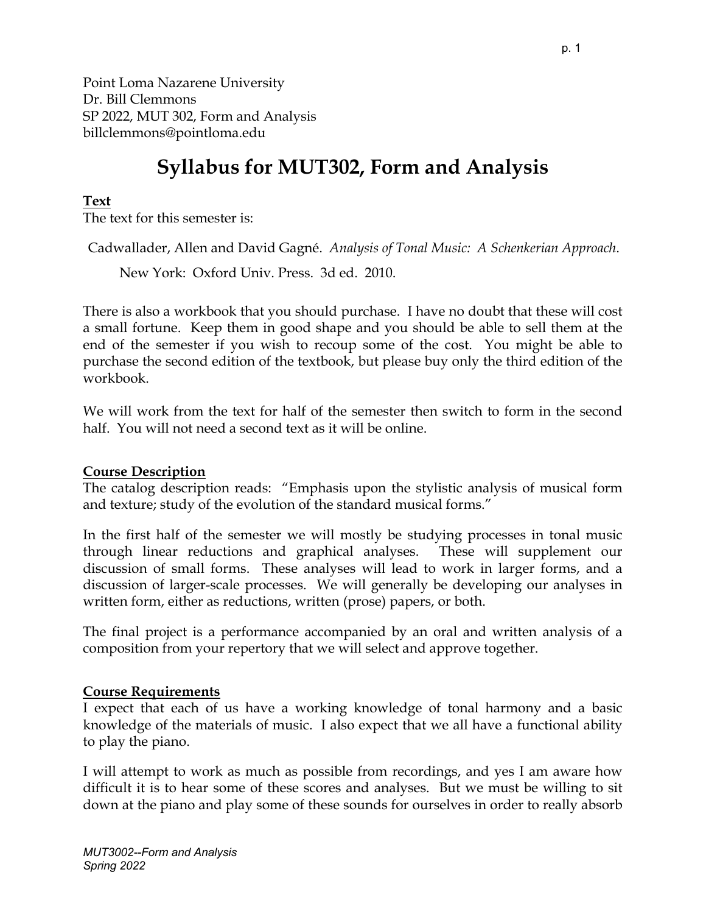Point Loma Nazarene University
Dr. Bill Clemmons
SP 2022, MUT 302, Form and Analysis
billclemmons@pointloma.edu

# Syllabus for MUT302, Form and Analysis

**Text**

The text for this semester is:

Cadwallader, Allen and David Gagné. *Analysis of Tonal Music: A Schenkerian Approach*. New York: Oxford Univ. Press. 3d ed. 2010.

There is also a workbook that you should purchase. I have no doubt that these will cost a small fortune. Keep them in good shape and you should be able to sell them at the end of the semester if you wish to recoup some of the cost. You might be able to purchase the second edition of the textbook, but please buy only the third edition of the workbook.

We will work from the text for half of the semester then switch to form in the second half. You will not need a second text as it will be online.

**Course Description**

The catalog description reads: "Emphasis upon the stylistic analysis of musical form and texture; study of the evolution of the standard musical forms."

In the first half of the semester we will mostly be studying processes in tonal music through linear reductions and graphical analyses. These will supplement our discussion of small forms. These analyses will lead to work in larger forms, and a discussion of larger-scale processes. We will generally be developing our analyses in written form, either as reductions, written (prose) papers, or both.

The final project is a performance accompanied by an oral and written analysis of a composition from your repertory that we will select and approve together.

**Course Requirements**

I expect that each of us have a working knowledge of tonal harmony and a basic knowledge of the materials of music. I also expect that we all have a functional ability to play the piano.

I will attempt to work as much as possible from recordings, and yes I am aware how difficult it is to hear some of these scores and analyses. But we must be willing to sit down at the piano and play some of these sounds for ourselves in order to really absorb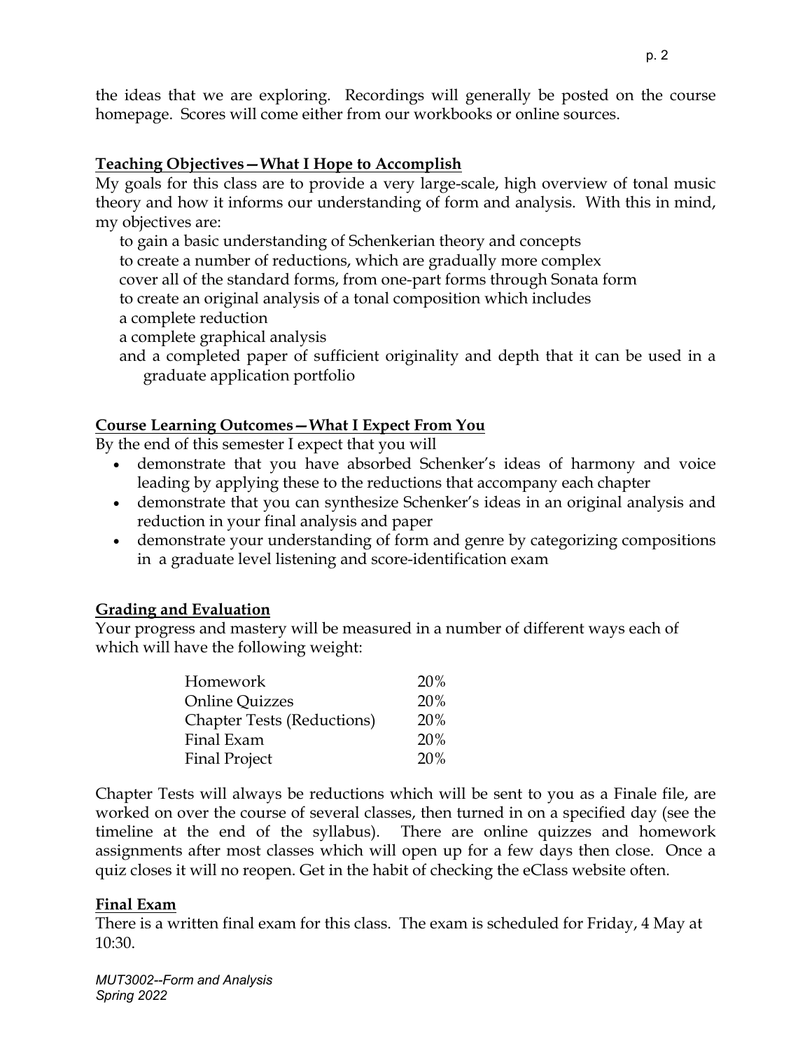the ideas that we are exploring. Recordings will generally be posted on the course homepage. Scores will come either from our workbooks or online sources.

## Teaching Objectives—What I Hope to Accomplish

My goals for this class are to provide a very large-scale, high overview of tonal music theory and how it informs our understanding of form and analysis. With this in mind, my objectives are:

to gain a basic understanding of Schenkerian theory and concepts
to create a number of reductions, which are gradually more complex
cover all of the standard forms, from one-part forms through Sonata form
to create an original analysis of a tonal composition which includes
a complete reduction
a complete graphical analysis
and a completed paper of sufficient originality and depth that it can be used in a graduate application portfolio

## Course Learning Outcomes—What I Expect From You

By the end of this semester I expect that you will

- demonstrate that you have absorbed Schenker's ideas of harmony and voice leading by applying these to the reductions that accompany each chapter
- demonstrate that you can synthesize Schenker's ideas in an original analysis and reduction in your final analysis and paper
- demonstrate your understanding of form and genre by categorizing compositions in a graduate level listening and score-identification exam

## Grading and Evaluation

Your progress and mastery will be measured in a number of different ways each of which will have the following weight:

| | |
|---|---|
| Homework | 20% |
| Online Quizzes | 20% |
| Chapter Tests (Reductions) | 20% |
| Final Exam | 20% |
| Final Project | 20% |

Chapter Tests will always be reductions which will be sent to you as a Finale file, are worked on over the course of several classes, then turned in on a specified day (see the timeline at the end of the syllabus). There are online quizzes and homework assignments after most classes which will open up for a few days then close. Once a quiz closes it will no reopen. Get in the habit of checking the eClass website often.

## Final Exam

There is a written final exam for this class. The exam is scheduled for Friday, 4 May at 10:30.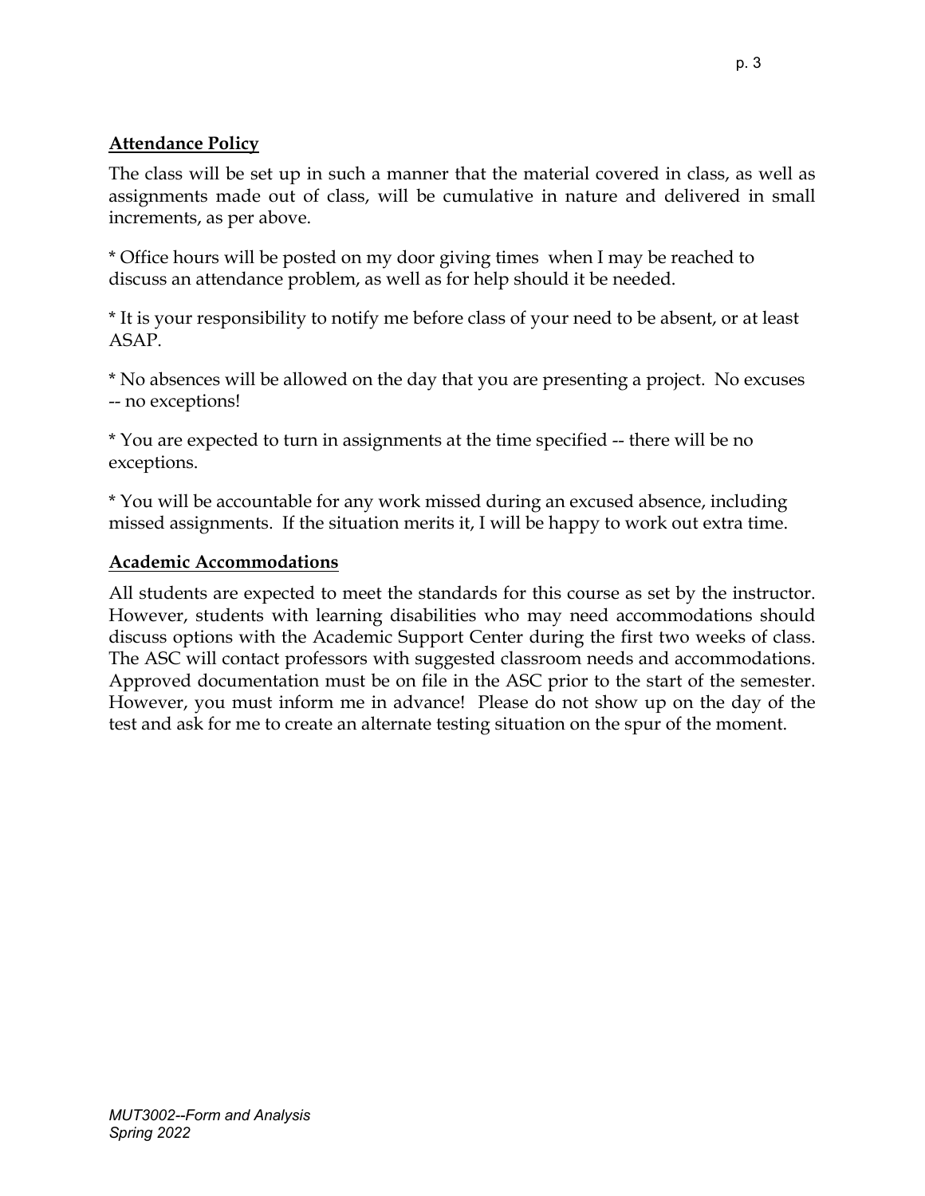## Attendance Policy

The class will be set up in such a manner that the material covered in class, as well as assignments made out of class, will be cumulative in nature and delivered in small increments, as per above.

* Office hours will be posted on my door giving times when I may be reached to discuss an attendance problem, as well as for help should it be needed.

* It is your responsibility to notify me before class of your need to be absent, or at least ASAP.

* No absences will be allowed on the day that you are presenting a project. No excuses -- no exceptions!

* You are expected to turn in assignments at the time specified -- there will be no exceptions.

* You will be accountable for any work missed during an excused absence, including missed assignments. If the situation merits it, I will be happy to work out extra time.

## Academic Accommodations

All students are expected to meet the standards for this course as set by the instructor. However, students with learning disabilities who may need accommodations should discuss options with the Academic Support Center during the first two weeks of class. The ASC will contact professors with suggested classroom needs and accommodations. Approved documentation must be on file in the ASC prior to the start of the semester. However, you must inform me in advance! Please do not show up on the day of the test and ask for me to create an alternate testing situation on the spur of the moment.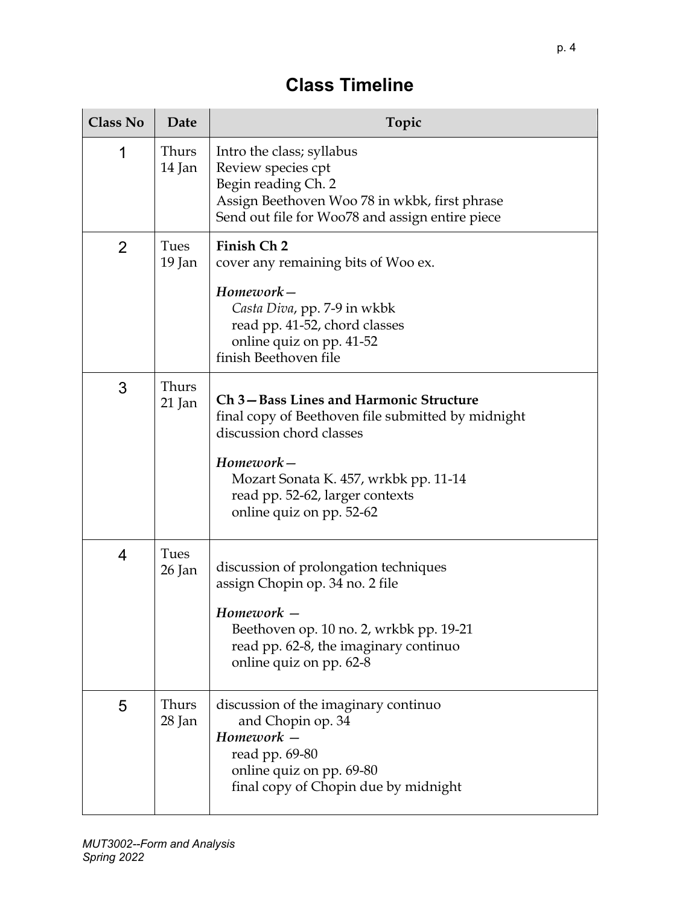# Class Timeline

| Class No | Date | Topic |
| --- | --- | --- |
| 1 | Thurs 14 Jan | Intro the class; syllabus<br>Review species cpt<br>Begin reading Ch. 2<br>Assign Beethoven Woo 78 in wkbk, first phrase<br>Send out file for Woo78 and assign entire piece |
| 2 | Tues 19 Jan | **Finish Ch 2**<br>cover any remaining bits of Woo ex.<br>***Homework—***<br>*Casta Diva*, pp. 7-9 in wkbk<br>read pp. 41-52, chord classes<br>online quiz on pp. 41-52<br>finish Beethoven file |
| 3 | Thurs 21 Jan | **Ch 3—Bass Lines and Harmonic Structure**<br>final copy of Beethoven file submitted by midnight<br>discussion chord classes<br>***Homework—***<br>Mozart Sonata K. 457, wrkbk pp. 11-14<br>read pp. 52-62, larger contexts<br>online quiz on pp. 52-62 |
| 4 | Tues 26 Jan | discussion of prolongation techniques<br>assign Chopin op. 34 no. 2 file<br>***Homework —***<br>Beethoven op. 10 no. 2, wrkbk pp. 19-21<br>read pp. 62-8, the imaginary continuo<br>online quiz on pp. 62-8 |
| 5 | Thurs 28 Jan | discussion of the imaginary continuo<br>and Chopin op. 34<br>***Homework —***<br>read pp. 69-80<br>online quiz on pp. 69-80<br>final copy of Chopin due by midnight |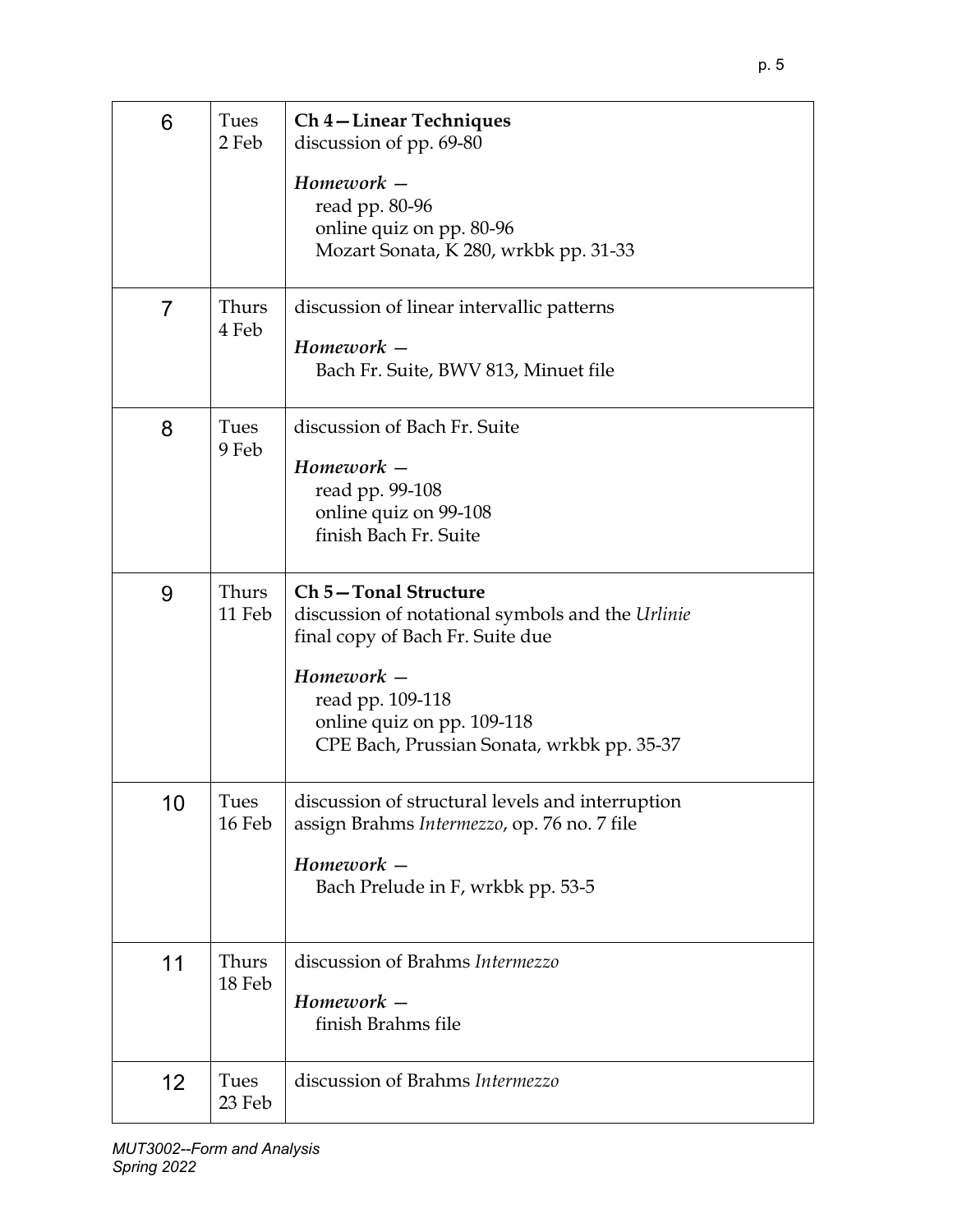| | | |
|---|---|---|
| 6 | Tues 2 Feb | **Ch 4—Linear Techniques**<br>discussion of pp. 69-80<br><br>***Homework —***<br>read pp. 80-96<br>online quiz on pp. 80-96<br>Mozart Sonata, K 280, wrkbk pp. 31-33 |
| 7 | Thurs 4 Feb | discussion of linear intervallic patterns<br><br>***Homework —***<br>Bach Fr. Suite, BWV 813, Minuet file |
| 8 | Tues 9 Feb | discussion of Bach Fr. Suite<br><br>***Homework —***<br>read pp. 99-108<br>online quiz on 99-108<br>finish Bach Fr. Suite |
| 9 | Thurs 11 Feb | **Ch 5—Tonal Structure**<br>discussion of notational symbols and the *Urlinie*<br>final copy of Bach Fr. Suite due<br><br>***Homework —***<br>read pp. 109-118<br>online quiz on pp. 109-118<br>CPE Bach, Prussian Sonata, wrkbk pp. 35-37 |
| 10 | Tues 16 Feb | discussion of structural levels and interruption<br>assign Brahms *Intermezzo*, op. 76 no. 7 file<br><br>***Homework —***<br>Bach Prelude in F, wrkbk pp. 53-5 |
| 11 | Thurs 18 Feb | discussion of Brahms *Intermezzo*<br><br>***Homework —***<br>finish Brahms file |
| 12 | Tues 23 Feb | discussion of Brahms *Intermezzo* |

*MUT3002--Form and Analysis*
*Spring 2022*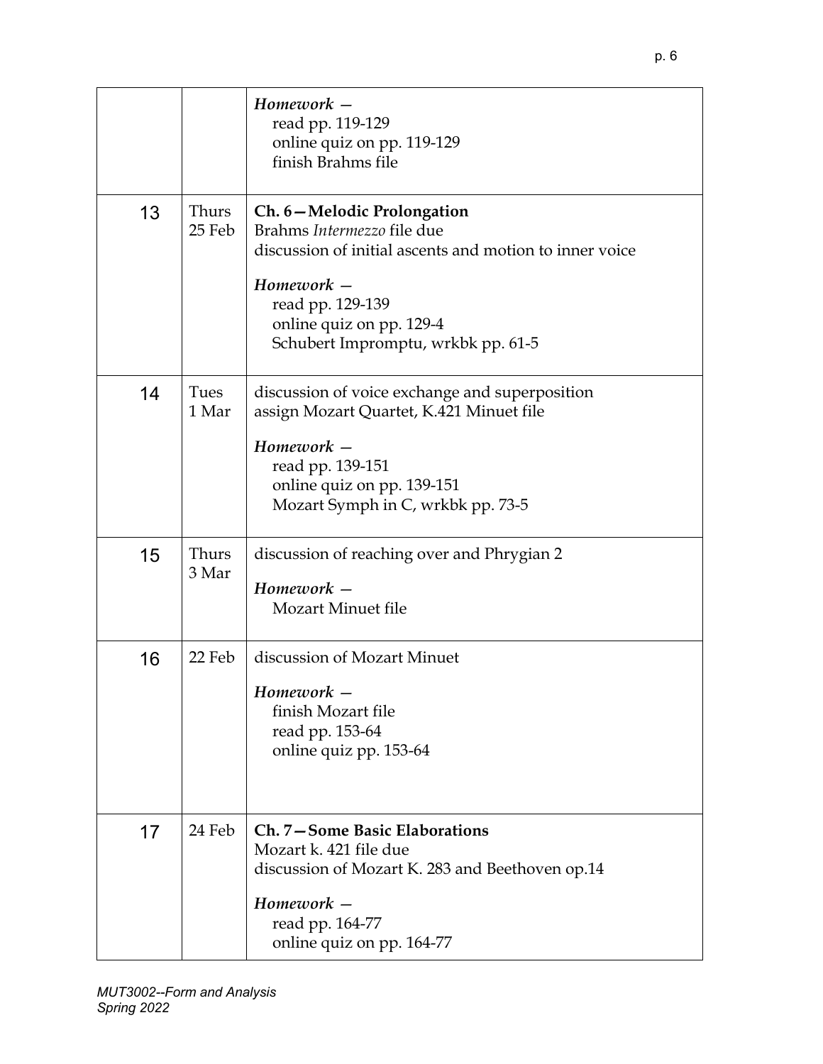| | | |
|---|---|---|
| | | *Homework —*<br>read pp. 119-129<br>online quiz on pp. 119-129<br>finish Brahms file |
| 13 | Thurs 25 Feb | **Ch. 6—Melodic Prolongation**<br>Brahms *Intermezzo* file due<br>discussion of initial ascents and motion to inner voice<br>*Homework —*<br>read pp. 129-139<br>online quiz on pp. 129-4<br>Schubert Impromptu, wrkbk pp. 61-5 |
| 14 | Tues 1 Mar | discussion of voice exchange and superposition<br>assign Mozart Quartet, K.421 Minuet file<br>*Homework —*<br>read pp. 139-151<br>online quiz on pp. 139-151<br>Mozart Symph in C, wrkbk pp. 73-5 |
| 15 | Thurs 3 Mar | discussion of reaching over and Phrygian 2<br>*Homework —*<br>Mozart Minuet file |
| 16 | 22 Feb | discussion of Mozart Minuet<br>*Homework —*<br>finish Mozart file<br>read pp. 153-64<br>online quiz pp. 153-64 |
| 17 | 24 Feb | **Ch. 7—Some Basic Elaborations**<br>Mozart k. 421 file due<br>discussion of Mozart K. 283 and Beethoven op.14<br>*Homework —*<br>read pp. 164-77<br>online quiz on pp. 164-77 |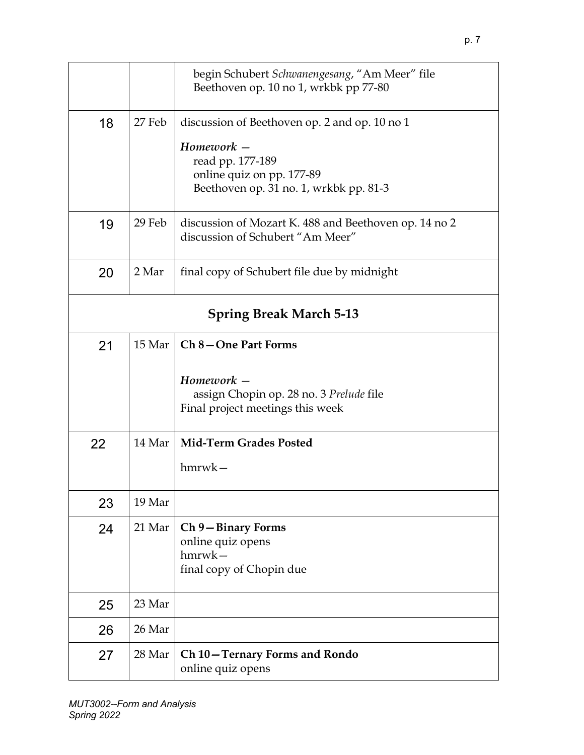| | | |
|---|---|---|
| | | begin Schubert *Schwanengesang*, "Am Meer" file<br>Beethoven op. 10 no 1, wrkbk pp 77-80 |
| 18 | 27 Feb | discussion of Beethoven op. 2 and op. 10 no 1<br><br>***Homework —***<br>read pp. 177-189<br>online quiz on pp. 177-89<br>Beethoven op. 31 no. 1, wrkbk pp. 81-3 |
| 19 | 29 Feb | discussion of Mozart K. 488 and Beethoven op. 14 no 2<br>discussion of Schubert "Am Meer" |
| 20 | 2 Mar | final copy of Schubert file due by midnight |
| **Spring Break March 5-13** | | |
| 21 | 15 Mar | **Ch 8—One Part Forms**<br><br>***Homework —***<br>assign Chopin op. 28 no. 3 *Prelude* file<br>Final project meetings this week |
| 22 | 14 Mar | **Mid-Term Grades Posted**<br><br>hmrwk— |
| 23 | 19 Mar | |
| 24 | 21 Mar | **Ch 9—Binary Forms**<br>online quiz opens<br>hmrwk—<br>final copy of Chopin due |
| 25 | 23 Mar | |
| 26 | 26 Mar | |
| 27 | 28 Mar | **Ch 10—Ternary Forms and Rondo**<br>online quiz opens |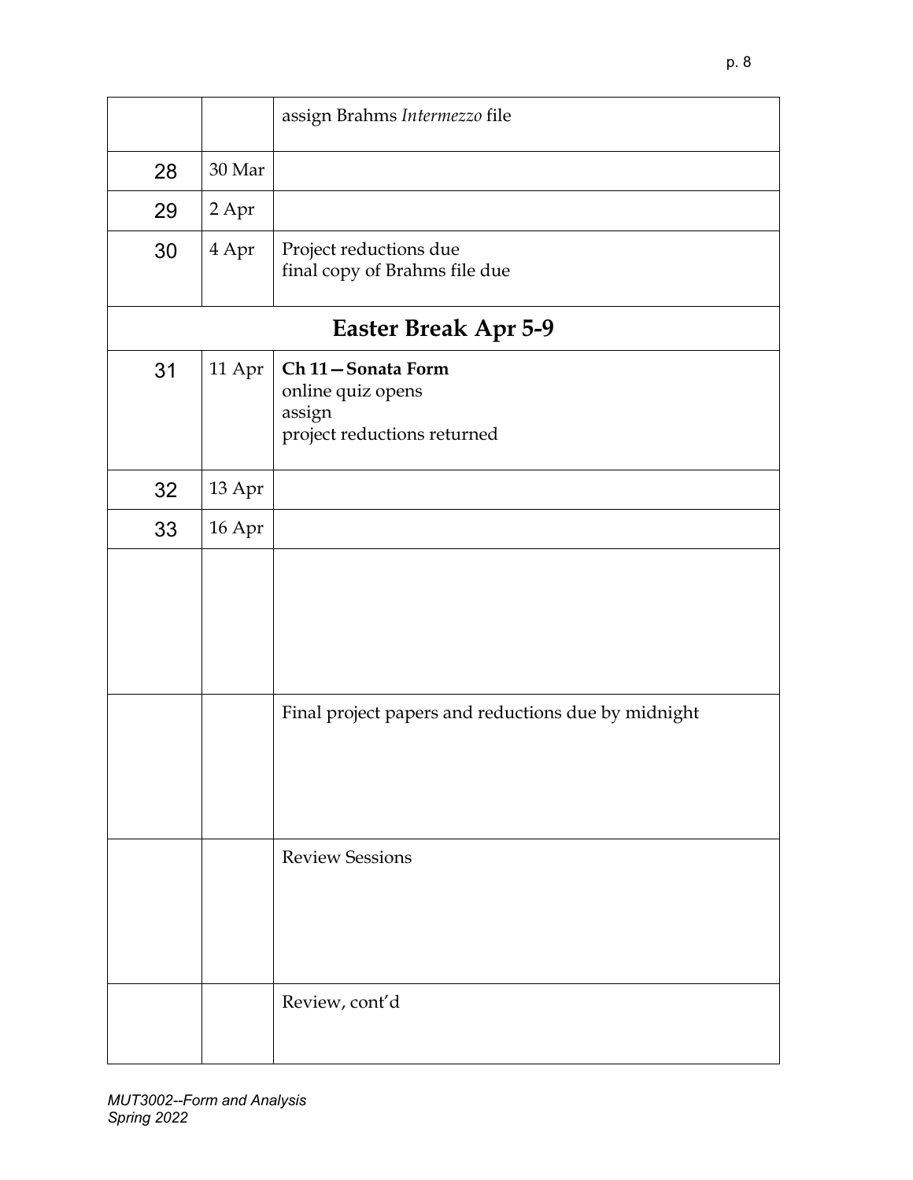| | | |
|---|---|---|
| | | assign Brahms *Intermezzo* file |
| 28 | 30 Mar | |
| 29 | 2 Apr | |
| 30 | 4 Apr | Project reductions due<br>final copy of Brahms file due |
| **Easter Break Apr 5-9** | | |
| 31 | 11 Apr | **Ch 11—Sonata Form**<br>online quiz opens<br>assign<br>project reductions returned |
| 32 | 13 Apr | |
| 33 | 16 Apr | |
| | | |
| | | Final project papers and reductions due by midnight |
| | | Review Sessions |
| | | Review, cont'd |

*MUT3002--Form and Analysis*
*Spring 2022*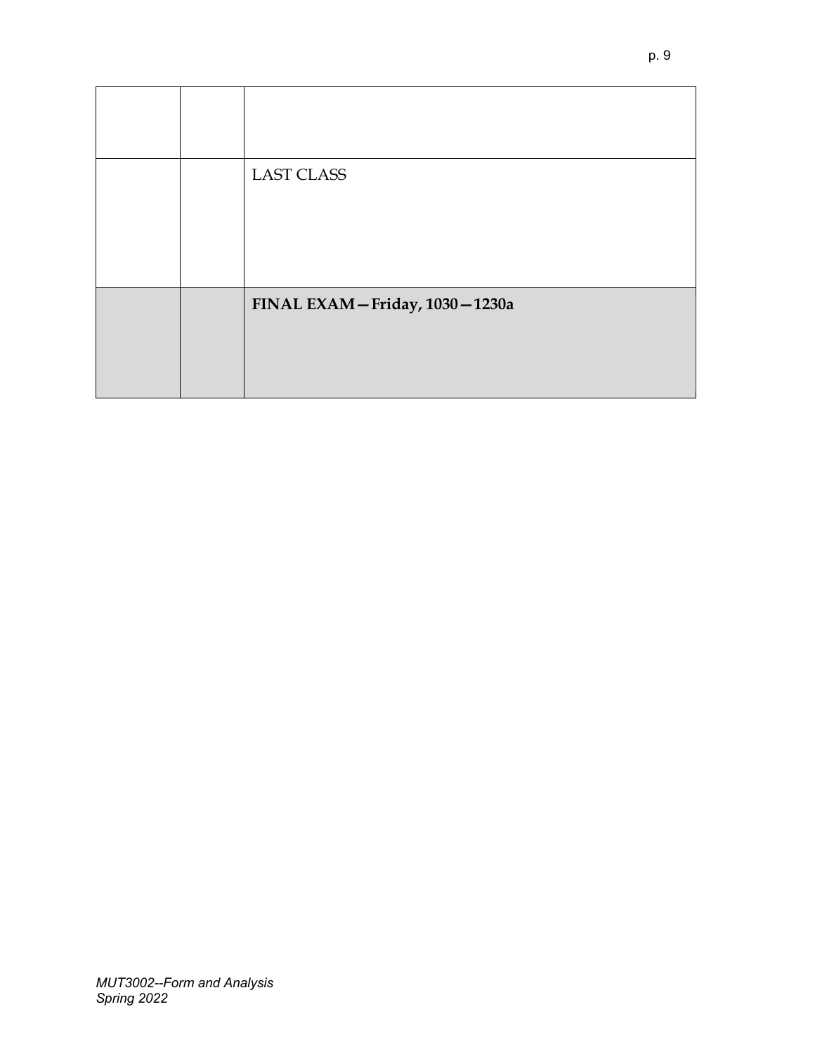| | | |
|---|---|---|
| | | |
| | | LAST CLASS |
| | | **FINAL EXAM—Friday, 1030—1230a** |